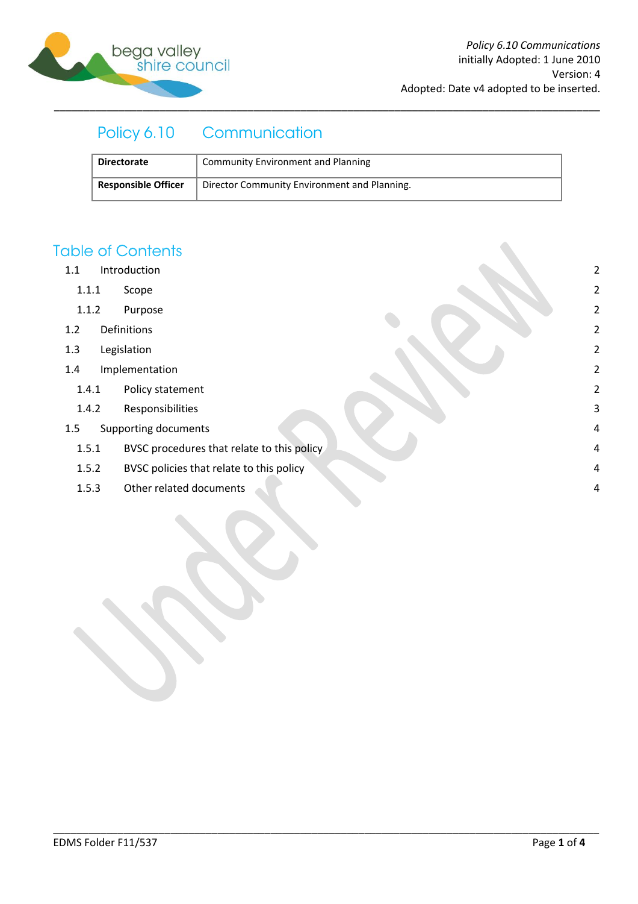*Policy 6.10 Communications*
initially Adopted: 1 June 2010
Version: 4
Adopted: Date v4 adopted to be inserted.

# Policy 6.10 Communication

| **Directorate** | Community Environment and Planning |
|---|---|
| **Responsible Officer** | Director Community Environment and Planning. |

## Table of Contents

- 1.1 Introduction — 2
  - 1.1.1 Scope — 2
  - 1.1.2 Purpose — 2
- 1.2 Definitions — 2
- 1.3 Legislation — 2
- 1.4 Implementation — 2
  - 1.4.1 Policy statement — 2
  - 1.4.2 Responsibilities — 3
- 1.5 Supporting documents — 4
  - 1.5.1 BVSC procedures that relate to this policy — 4
  - 1.5.2 BVSC policies that relate to this policy — 4
  - 1.5.3 Other related documents — 4

Under Review

EDMS Folder F11/537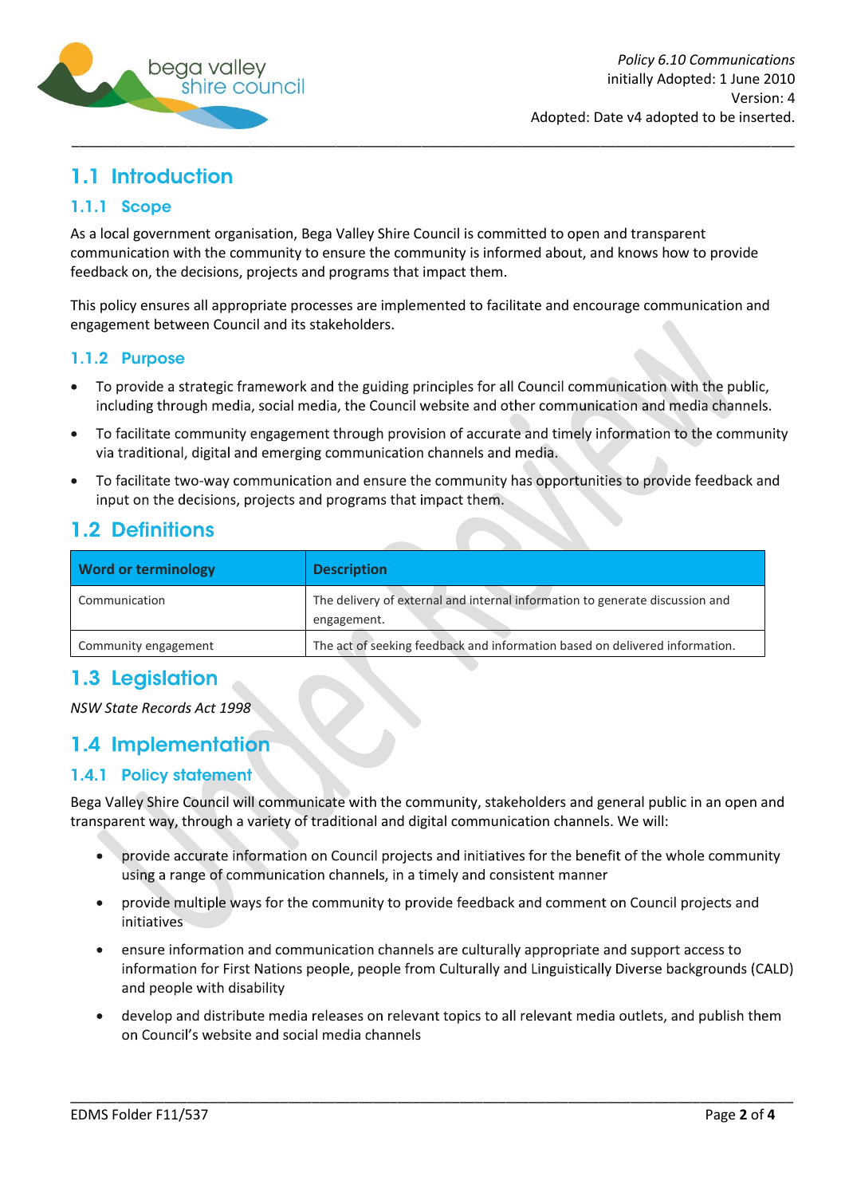## 1.1 Introduction

### 1.1.1 Scope

As a local government organisation, Bega Valley Shire Council is committed to open and transparent communication with the community to ensure the community is informed about, and knows how to provide feedback on, the decisions, projects and programs that impact them.

This policy ensures all appropriate processes are implemented to facilitate and encourage communication and engagement between Council and its stakeholders.

### 1.1.2 Purpose

- To provide a strategic framework and the guiding principles for all Council communication with the public, including through media, social media, the Council website and other communication and media channels.
- To facilitate community engagement through provision of accurate and timely information to the community via traditional, digital and emerging communication channels and media.
- To facilitate two-way communication and ensure the community has opportunities to provide feedback and input on the decisions, projects and programs that impact them.

## 1.2 Definitions

| Word or terminology | Description |
| --- | --- |
| Communication | The delivery of external and internal information to generate discussion and engagement. |
| Community engagement | The act of seeking feedback and information based on delivered information. |

## 1.3 Legislation

*NSW State Records Act 1998*

## 1.4 Implementation

### 1.4.1 Policy statement

Bega Valley Shire Council will communicate with the community, stakeholders and general public in an open and transparent way, through a variety of traditional and digital communication channels. We will:

- provide accurate information on Council projects and initiatives for the benefit of the whole community using a range of communication channels, in a timely and consistent manner
- provide multiple ways for the community to provide feedback and comment on Council projects and initiatives
- ensure information and communication channels are culturally appropriate and support access to information for First Nations people, people from Culturally and Linguistically Diverse backgrounds (CALD) and people with disability
- develop and distribute media releases on relevant topics to all relevant media outlets, and publish them on Council's website and social media channels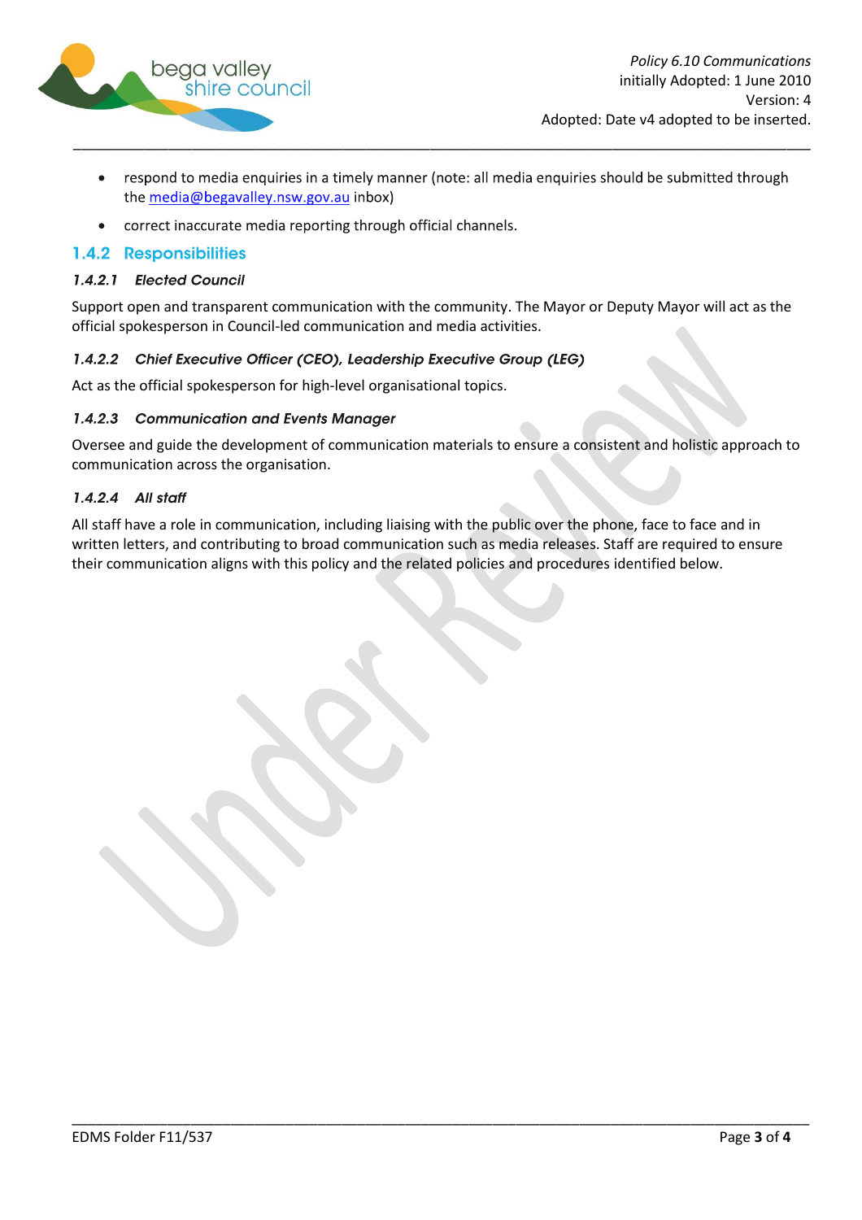- respond to media enquiries in a timely manner (note: all media enquiries should be submitted through the [media@begavalley.nsw.gov.au](mailto:media@begavalley.nsw.gov.au) inbox)
- correct inaccurate media reporting through official channels.

### 1.4.2 Responsibilities

#### *1.4.2.1 Elected Council*

Support open and transparent communication with the community. The Mayor or Deputy Mayor will act as the official spokesperson in Council-led communication and media activities.

#### *1.4.2.2 Chief Executive Officer (CEO), Leadership Executive Group (LEG)*

Act as the official spokesperson for high-level organisational topics.

#### *1.4.2.3 Communication and Events Manager*

Oversee and guide the development of communication materials to ensure a consistent and holistic approach to communication across the organisation.

#### *1.4.2.4 All staff*

All staff have a role in communication, including liaising with the public over the phone, face to face and in written letters, and contributing to broad communication such as media releases. Staff are required to ensure their communication aligns with this policy and the related policies and procedures identified below.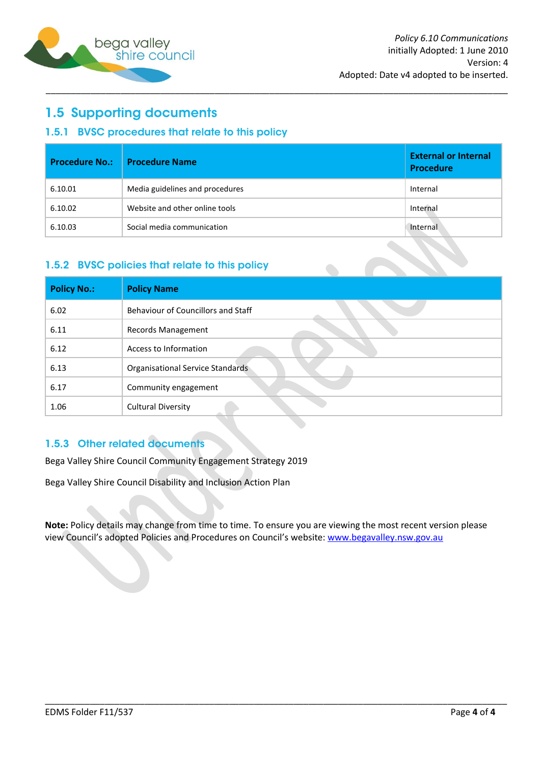## 1.5 Supporting documents

### 1.5.1 BVSC procedures that relate to this policy

| Procedure No.: | Procedure Name | External or Internal Procedure |
| --- | --- | --- |
| 6.10.01 | Media guidelines and procedures | Internal |
| 6.10.02 | Website and other online tools | Internal |
| 6.10.03 | Social media communication | Internal |

### 1.5.2 BVSC policies that relate to this policy

| Policy No.: | Policy Name |
| --- | --- |
| 6.02 | Behaviour of Councillors and Staff |
| 6.11 | Records Management |
| 6.12 | Access to Information |
| 6.13 | Organisational Service Standards |
| 6.17 | Community engagement |
| 1.06 | Cultural Diversity |

### 1.5.3 Other related documents

Bega Valley Shire Council Community Engagement Strategy 2019

Bega Valley Shire Council Disability and Inclusion Action Plan

**Note:** Policy details may change from time to time. To ensure you are viewing the most recent version please view Council's adopted Policies and Procedures on Council's website: www.begavalley.nsw.gov.au